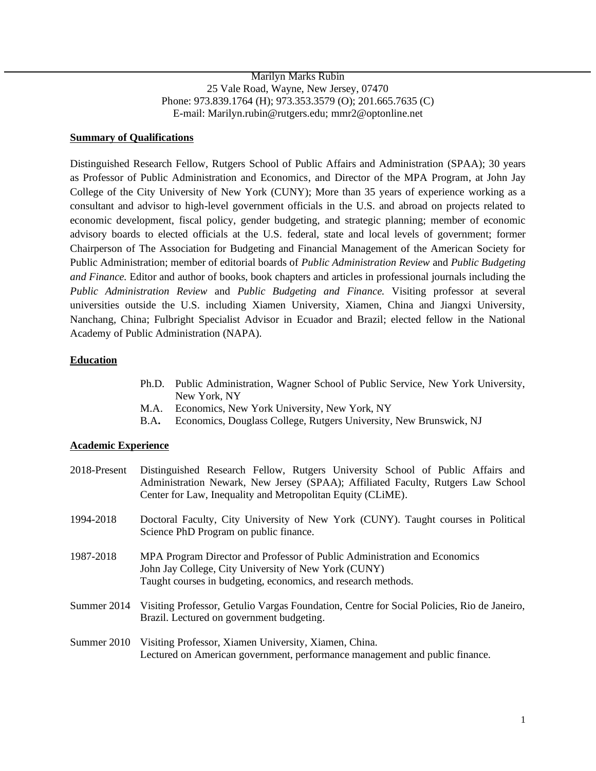Marilyn Marks Rubin
25 Vale Road, Wayne, New Jersey, 07470
Phone: 973.839.1764 (H); 973.353.3579 (O); 201.665.7635 (C)
E-mail: Marilyn.rubin@rutgers.edu; mmr2@optonline.net

## Summary of Qualifications

Distinguished Research Fellow, Rutgers School of Public Affairs and Administration (SPAA); 30 years as Professor of Public Administration and Economics, and Director of the MPA Program, at John Jay College of the City University of New York (CUNY); More than 35 years of experience working as a consultant and advisor to high-level government officials in the U.S. and abroad on projects related to economic development, fiscal policy, gender budgeting, and strategic planning; member of economic advisory boards to elected officials at the U.S. federal, state and local levels of government; former Chairperson of The Association for Budgeting and Financial Management of the American Society for Public Administration; member of editorial boards of *Public Administration Review* and *Public Budgeting and Finance.* Editor and author of books, book chapters and articles in professional journals including the *Public Administration Review* and *Public Budgeting and Finance.* Visiting professor at several universities outside the U.S. including Xiamen University, Xiamen, China and Jiangxi University, Nanchang, China; Fulbright Specialist Advisor in Ecuador and Brazil; elected fellow in the National Academy of Public Administration (NAPA).

## Education

- Ph.D. Public Administration, Wagner School of Public Service, New York University, New York, NY
- M.A. Economics, New York University, New York, NY
- B.A. Economics, Douglass College, Rutgers University, New Brunswick, NJ

## Academic Experience

**2018-Present** Distinguished Research Fellow, Rutgers University School of Public Affairs and Administration Newark, New Jersey (SPAA); Affiliated Faculty, Rutgers Law School Center for Law, Inequality and Metropolitan Equity (CLiME).

**1994-2018** Doctoral Faculty, City University of New York (CUNY). Taught courses in Political Science PhD Program on public finance.

**1987-2018** MPA Program Director and Professor of Public Administration and Economics
John Jay College, City University of New York (CUNY)
Taught courses in budgeting, economics, and research methods.

**Summer 2014** Visiting Professor, Getulio Vargas Foundation, Centre for Social Policies, Rio de Janeiro, Brazil. Lectured on government budgeting.

**Summer 2010** Visiting Professor, Xiamen University, Xiamen, China.
Lectured on American government, performance management and public finance.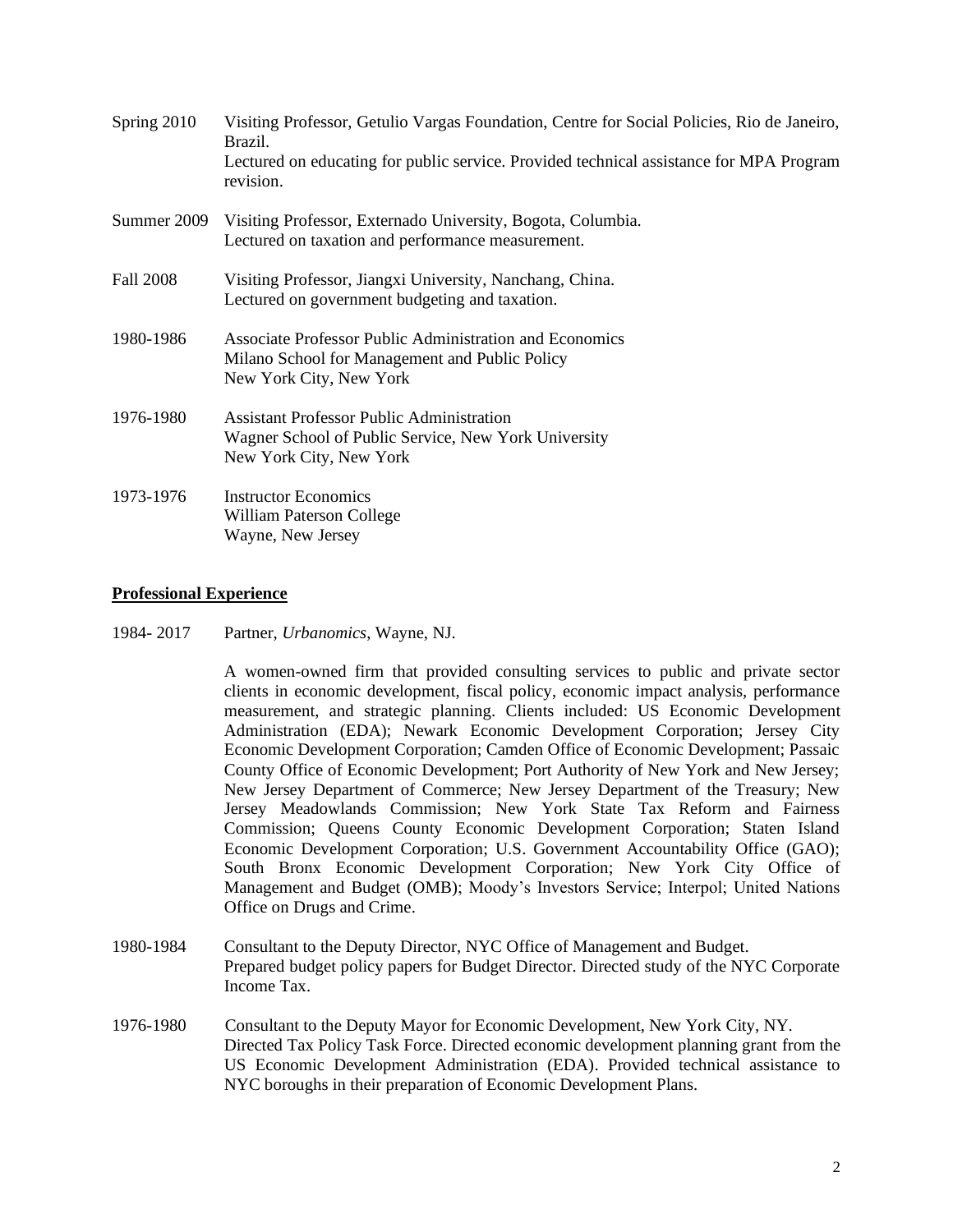Spring 2010 Visiting Professor, Getulio Vargas Foundation, Centre for Social Policies, Rio de Janeiro, Brazil.
Lectured on educating for public service. Provided technical assistance for MPA Program revision.

Summer 2009 Visiting Professor, Externado University, Bogota, Columbia.
Lectured on taxation and performance measurement.

Fall 2008 Visiting Professor, Jiangxi University, Nanchang, China.
Lectured on government budgeting and taxation.

1980-1986 Associate Professor Public Administration and Economics
Milano School for Management and Public Policy
New York City, New York

1976-1980 Assistant Professor Public Administration
Wagner School of Public Service, New York University
New York City, New York

1973-1976 Instructor Economics
William Paterson College
Wayne, New Jersey

## **Professional Experience**

1984- 2017 Partner, *Urbanomics*, Wayne, NJ.

A women-owned firm that provided consulting services to public and private sector clients in economic development, fiscal policy, economic impact analysis, performance measurement, and strategic planning. Clients included: US Economic Development Administration (EDA); Newark Economic Development Corporation; Jersey City Economic Development Corporation; Camden Office of Economic Development; Passaic County Office of Economic Development; Port Authority of New York and New Jersey; New Jersey Department of Commerce; New Jersey Department of the Treasury; New Jersey Meadowlands Commission; New York State Tax Reform and Fairness Commission; Queens County Economic Development Corporation; Staten Island Economic Development Corporation; U.S. Government Accountability Office (GAO); South Bronx Economic Development Corporation; New York City Office of Management and Budget (OMB); Moody's Investors Service; Interpol; United Nations Office on Drugs and Crime.

1980-1984 Consultant to the Deputy Director, NYC Office of Management and Budget.
Prepared budget policy papers for Budget Director. Directed study of the NYC Corporate Income Tax.

1976-1980 Consultant to the Deputy Mayor for Economic Development, New York City, NY.
Directed Tax Policy Task Force. Directed economic development planning grant from the US Economic Development Administration (EDA). Provided technical assistance to NYC boroughs in their preparation of Economic Development Plans.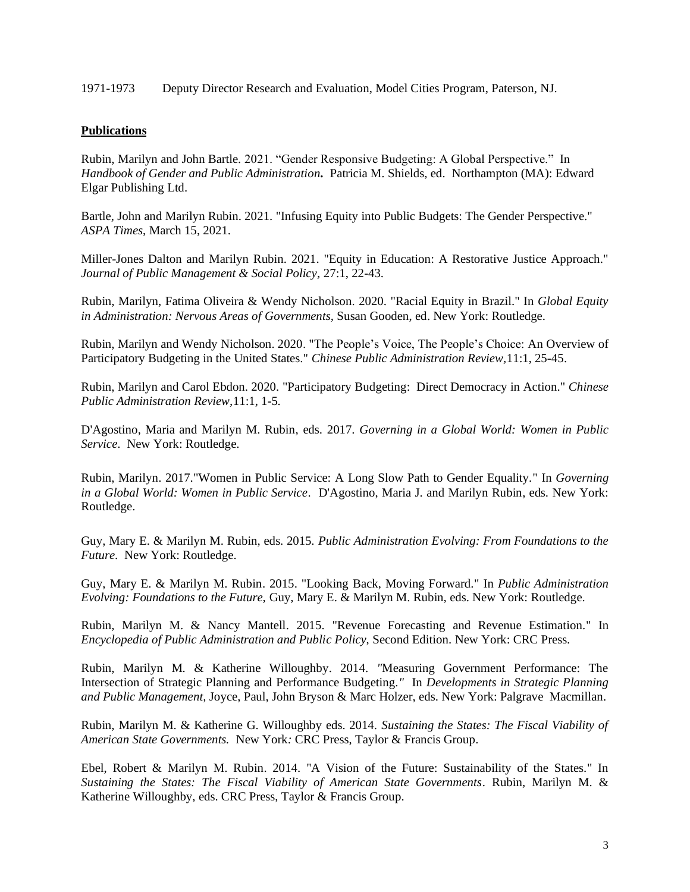1971-1973 Deputy Director Research and Evaluation, Model Cities Program, Paterson, NJ.

**Publications**

Rubin, Marilyn and John Bartle. 2021. "Gender Responsive Budgeting: A Global Perspective." In *Handbook of Gender and Public Administration***.** Patricia M. Shields, ed. Northampton (MA): Edward Elgar Publishing Ltd.

Bartle, John and Marilyn Rubin. 2021. "Infusing Equity into Public Budgets: The Gender Perspective." *ASPA Times*, March 15, 2021.

Miller-Jones Dalton and Marilyn Rubin. 2021. "Equity in Education: A Restorative Justice Approach." *Journal of Public Management & Social Policy*, 27:1, 22-43.

Rubin, Marilyn, Fatima Oliveira & Wendy Nicholson. 2020. "Racial Equity in Brazil." In *Global Equity in Administration: Nervous Areas of Governments,* Susan Gooden, ed. New York: Routledge.

Rubin, Marilyn and Wendy Nicholson. 2020. "The People's Voice, The People's Choice: An Overview of Participatory Budgeting in the United States." *Chinese Public Administration Review*,11:1, 25-45.

Rubin, Marilyn and Carol Ebdon. 2020. "Participatory Budgeting: Direct Democracy in Action." *Chinese Public Administration Review*,11:1, 1-5.

D'Agostino, Maria and Marilyn M. Rubin, eds. 2017. *Governing in a Global World: Women in Public Service*. New York: Routledge.

Rubin, Marilyn. 2017."Women in Public Service: A Long Slow Path to Gender Equality." In *Governing in a Global World: Women in Public Service*. D'Agostino, Maria J. and Marilyn Rubin, eds. New York: Routledge.

Guy, Mary E. & Marilyn M. Rubin, eds. 2015. *Public Administration Evolving: From Foundations to the Future*. New York: Routledge.

Guy, Mary E. & Marilyn M. Rubin. 2015. "Looking Back, Moving Forward." In *Public Administration Evolving: Foundations to the Future,* Guy, Mary E. & Marilyn M. Rubin, eds. New York: Routledge.

Rubin, Marilyn M. & Nancy Mantell. 2015. "Revenue Forecasting and Revenue Estimation." In *Encyclopedia of Public Administration and Public Policy*, Second Edition. New York: CRC Press.

Rubin, Marilyn M. & Katherine Willoughby. 2014. "Measuring Government Performance: The Intersection of Strategic Planning and Performance Budgeting." In *Developments in Strategic Planning and Public Management,* Joyce, Paul, John Bryson & Marc Holzer, eds. New York: Palgrave Macmillan.

Rubin, Marilyn M. & Katherine G. Willoughby eds. 2014. *Sustaining the States: The Fiscal Viability of American State Governments.* New York*:* CRC Press, Taylor & Francis Group.

Ebel, Robert & Marilyn M. Rubin. 2014. "A Vision of the Future: Sustainability of the States." In *Sustaining the States: The Fiscal Viability of American State Governments*. Rubin, Marilyn M. & Katherine Willoughby, eds. CRC Press, Taylor & Francis Group.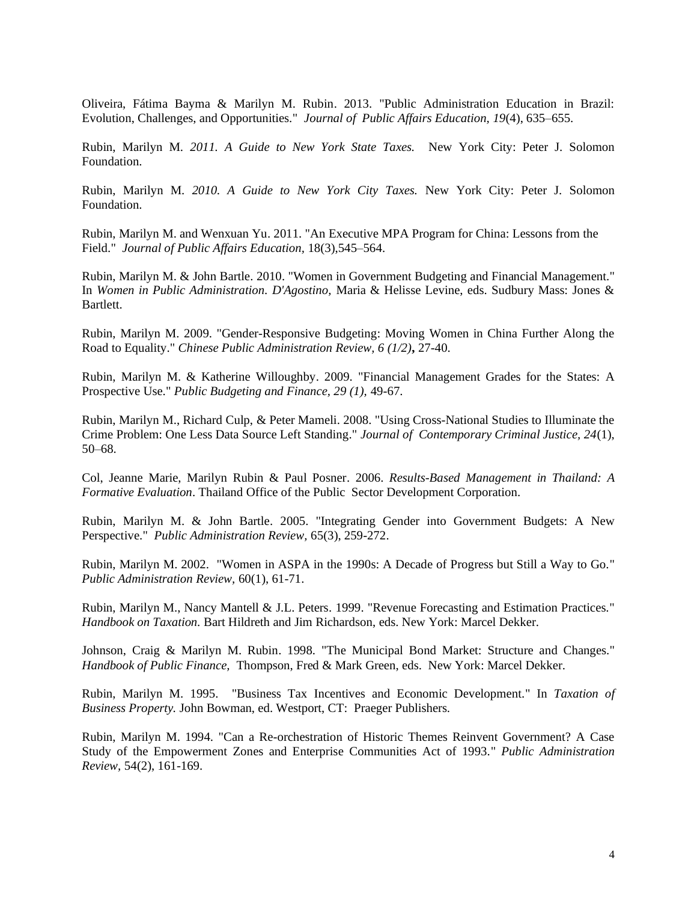Oliveira, Fátima Bayma & Marilyn M. Rubin. 2013. "Public Administration Education in Brazil: Evolution, Challenges, and Opportunities." *Journal of Public Affairs Education, 19*(4), 635–655.

Rubin, Marilyn M. *2011. A Guide to New York State Taxes.* New York City: Peter J. Solomon Foundation.

Rubin, Marilyn M. *2010. A Guide to New York City Taxes.* New York City: Peter J. Solomon Foundation.

Rubin, Marilyn M. and Wenxuan Yu. 2011. "An Executive MPA Program for China: Lessons from the Field." *Journal of Public Affairs Education,* 18(3),545–564.

Rubin, Marilyn M. & John Bartle. 2010. "Women in Government Budgeting and Financial Management." In *Women in Public Administration. D'Agostino,* Maria & Helisse Levine, eds. Sudbury Mass: Jones & Bartlett.

Rubin, Marilyn M. 2009. "Gender-Responsive Budgeting: Moving Women in China Further Along the Road to Equality." *Chinese Public Administration Review, 6 (1/2)***,** 27-40.

Rubin, Marilyn M. & Katherine Willoughby. 2009. "Financial Management Grades for the States: A Prospective Use." *Public Budgeting and Finance, 29 (1),* 49-67.

Rubin, Marilyn M., Richard Culp, & Peter Mameli. 2008. "Using Cross-National Studies to Illuminate the Crime Problem: One Less Data Source Left Standing." *Journal of Contemporary Criminal Justice, 24*(1), 50–68.

Col, Jeanne Marie, Marilyn Rubin & Paul Posner. 2006. *Results-Based Management in Thailand: A Formative Evaluation*. Thailand Office of the Public Sector Development Corporation.

Rubin, Marilyn M. & John Bartle. 2005. "Integrating Gender into Government Budgets: A New Perspective." *Public Administration Review,* 65(3), 259-272.

Rubin, Marilyn M. 2002. "Women in ASPA in the 1990s: A Decade of Progress but Still a Way to Go." *Public Administration Review,* 60(1), 61-71.

Rubin, Marilyn M., Nancy Mantell & J.L. Peters. 1999. "Revenue Forecasting and Estimation Practices." *Handbook on Taxation.* Bart Hildreth and Jim Richardson, eds. New York: Marcel Dekker.

Johnson, Craig & Marilyn M. Rubin. 1998. "The Municipal Bond Market: Structure and Changes." *Handbook of Public Finance,* Thompson, Fred & Mark Green, eds. New York: Marcel Dekker.

Rubin, Marilyn M. 1995. "Business Tax Incentives and Economic Development." In *Taxation of Business Property.* John Bowman, ed. Westport, CT: Praeger Publishers.

Rubin, Marilyn M. 1994. "Can a Re-orchestration of Historic Themes Reinvent Government? A Case Study of the Empowerment Zones and Enterprise Communities Act of 1993." *Public Administration Review,* 54(2), 161-169.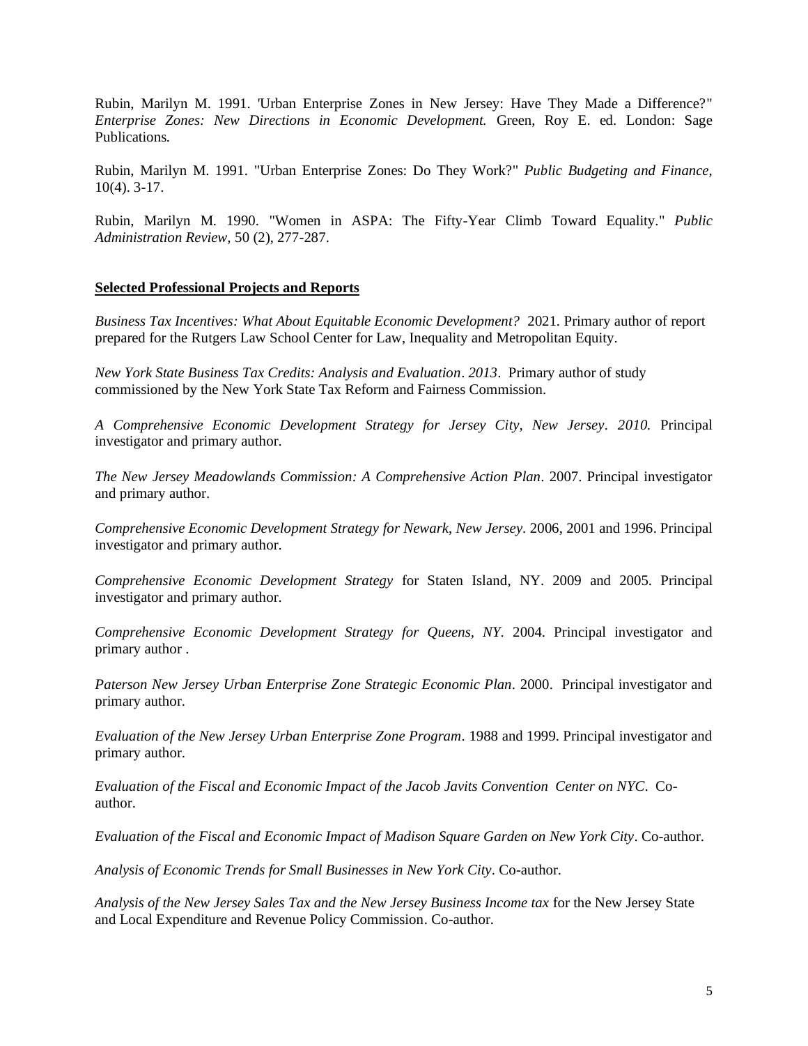Rubin, Marilyn M. 1991. 'Urban Enterprise Zones in New Jersey: Have They Made a Difference?" *Enterprise Zones: New Directions in Economic Development.* Green, Roy E. ed. London: Sage Publications.

Rubin, Marilyn M. 1991. "Urban Enterprise Zones: Do They Work?" *Public Budgeting and Finance,* 10(4). 3-17.

Rubin, Marilyn M. 1990. "Women in ASPA: The Fifty-Year Climb Toward Equality." *Public Administration Review,* 50 (2), 277-287.

**Selected Professional Projects and Reports**

*Business Tax Incentives: What About Equitable Economic Development?* 2021. Primary author of report prepared for the Rutgers Law School Center for Law, Inequality and Metropolitan Equity.

*New York State Business Tax Credits: Analysis and Evaluation*. *2013*. Primary author of study commissioned by the New York State Tax Reform and Fairness Commission.

*A Comprehensive Economic Development Strategy for Jersey City, New Jersey*. *2010.* Principal investigator and primary author.

*The New Jersey Meadowlands Commission: A Comprehensive Action Plan*. 2007. Principal investigator and primary author.

*Comprehensive Economic Development Strategy for Newark*, *New Jersey*. 2006, 2001 and 1996. Principal investigator and primary author.

*Comprehensive Economic Development Strategy* for Staten Island, NY. 2009 and 2005. Principal investigator and primary author.

*Comprehensive Economic Development Strategy for Queens, NY*. 2004. Principal investigator and primary author .

*Paterson New Jersey Urban Enterprise Zone Strategic Economic Plan*. 2000. Principal investigator and primary author.

*Evaluation of the New Jersey Urban Enterprise Zone Program*. 1988 and 1999. Principal investigator and primary author.

*Evaluation of the Fiscal and Economic Impact of the Jacob Javits Convention Center on NYC*. Co-author.

*Evaluation of the Fiscal and Economic Impact of Madison Square Garden on New York City*. Co-author.

*Analysis of Economic Trends for Small Businesses in New York City*. Co-author.

*Analysis of the New Jersey Sales Tax and the New Jersey Business Income tax* for the New Jersey State and Local Expenditure and Revenue Policy Commission. Co-author.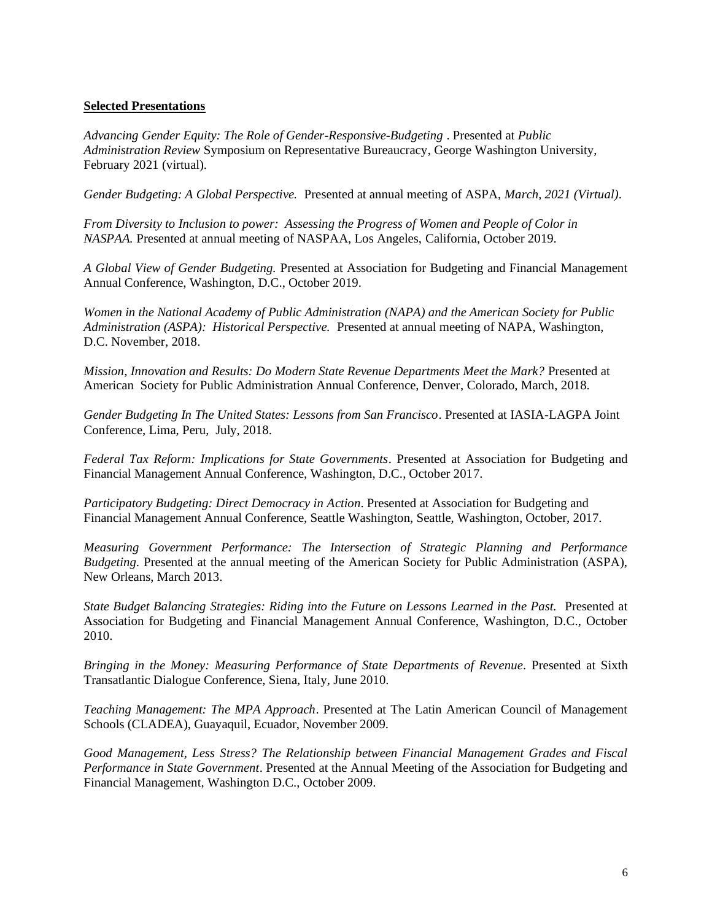**Selected Presentations**

*Advancing Gender Equity: The Role of Gender-Responsive-Budgeting* . Presented at *Public Administration Review* Symposium on Representative Bureaucracy, George Washington University, February 2021 (virtual).

*Gender Budgeting: A Global Perspective.* Presented at annual meeting of ASPA, *March, 2021 (Virtual)*.

*From Diversity to Inclusion to power: Assessing the Progress of Women and People of Color in NASPAA.* Presented at annual meeting of NASPAA, Los Angeles, California, October 2019.

*A Global View of Gender Budgeting.* Presented at Association for Budgeting and Financial Management Annual Conference, Washington, D.C., October 2019.

*Women in the National Academy of Public Administration (NAPA) and the American Society for Public Administration (ASPA): Historical Perspective.* Presented at annual meeting of NAPA, Washington, D.C. November, 2018.

*Mission, Innovation and Results: Do Modern State Revenue Departments Meet the Mark?* Presented at American Society for Public Administration Annual Conference, Denver, Colorado, March, 2018.

*Gender Budgeting In The United States: Lessons from San Francisco*. Presented at IASIA-LAGPA Joint Conference, Lima, Peru, July, 2018.

*Federal Tax Reform: Implications for State Governments*. Presented at Association for Budgeting and Financial Management Annual Conference, Washington, D.C., October 2017.

*Participatory Budgeting: Direct Democracy in Action*. Presented at Association for Budgeting and Financial Management Annual Conference, Seattle Washington, Seattle, Washington, October, 2017.

*Measuring Government Performance: The Intersection of Strategic Planning and Performance Budgeting*. Presented at the annual meeting of the American Society for Public Administration (ASPA), New Orleans, March 2013.

*State Budget Balancing Strategies: Riding into the Future on Lessons Learned in the Past.* Presented at Association for Budgeting and Financial Management Annual Conference, Washington, D.C., October 2010.

*Bringing in the Money: Measuring Performance of State Departments of Revenue*. Presented at Sixth Transatlantic Dialogue Conference, Siena, Italy, June 2010.

*Teaching Management: The MPA Approach*. Presented at The Latin American Council of Management Schools (CLADEA), Guayaquil, Ecuador, November 2009.

*Good Management, Less Stress? The Relationship between Financial Management Grades and Fiscal Performance in State Government*. Presented at the Annual Meeting of the Association for Budgeting and Financial Management, Washington D.C., October 2009.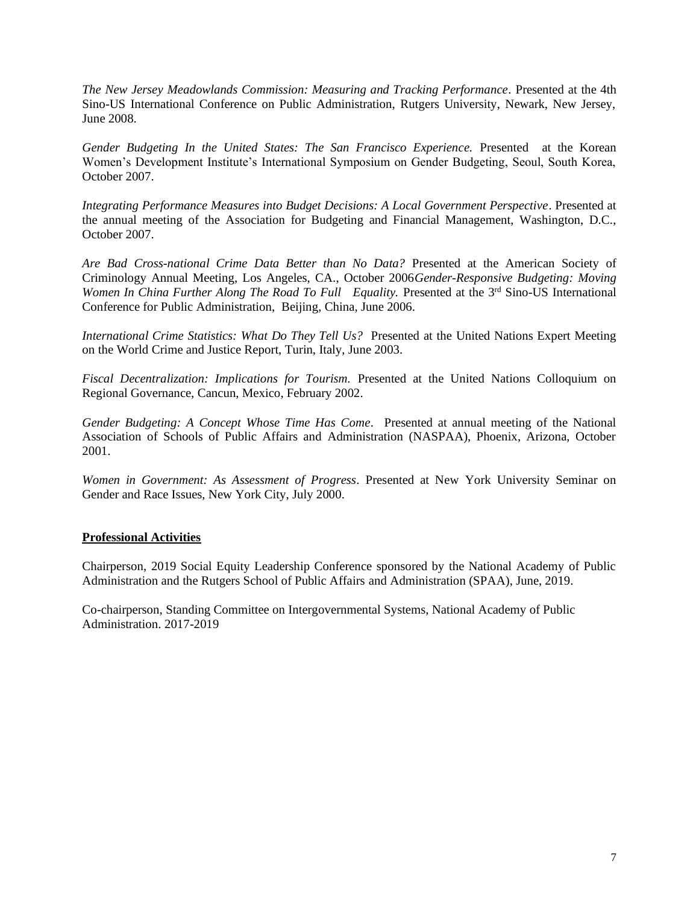*The New Jersey Meadowlands Commission: Measuring and Tracking Performance*. Presented at the 4th Sino-US International Conference on Public Administration, Rutgers University, Newark, New Jersey, June 2008.

*Gender Budgeting In the United States: The San Francisco Experience.* Presented at the Korean Women's Development Institute's International Symposium on Gender Budgeting, Seoul, South Korea, October 2007.

*Integrating Performance Measures into Budget Decisions: A Local Government Perspective*. Presented at the annual meeting of the Association for Budgeting and Financial Management, Washington, D.C., October 2007.

*Are Bad Cross-national Crime Data Better than No Data?* Presented at the American Society of Criminology Annual Meeting, Los Angeles, CA., October 2006*Gender-Responsive Budgeting: Moving Women In China Further Along The Road To Full Equality.* Presented at the 3rd Sino-US International Conference for Public Administration, Beijing, China, June 2006.

*International Crime Statistics: What Do They Tell Us?* Presented at the United Nations Expert Meeting on the World Crime and Justice Report, Turin, Italy, June 2003.

*Fiscal Decentralization: Implications for Tourism.* Presented at the United Nations Colloquium on Regional Governance, Cancun, Mexico, February 2002.

*Gender Budgeting: A Concept Whose Time Has Come*. Presented at annual meeting of the National Association of Schools of Public Affairs and Administration (NASPAA), Phoenix, Arizona, October 2001.

*Women in Government: As Assessment of Progress*. Presented at New York University Seminar on Gender and Race Issues, New York City, July 2000.

**Professional Activities**

Chairperson, 2019 Social Equity Leadership Conference sponsored by the National Academy of Public Administration and the Rutgers School of Public Affairs and Administration (SPAA), June, 2019.

Co-chairperson, Standing Committee on Intergovernmental Systems, National Academy of Public Administration. 2017-2019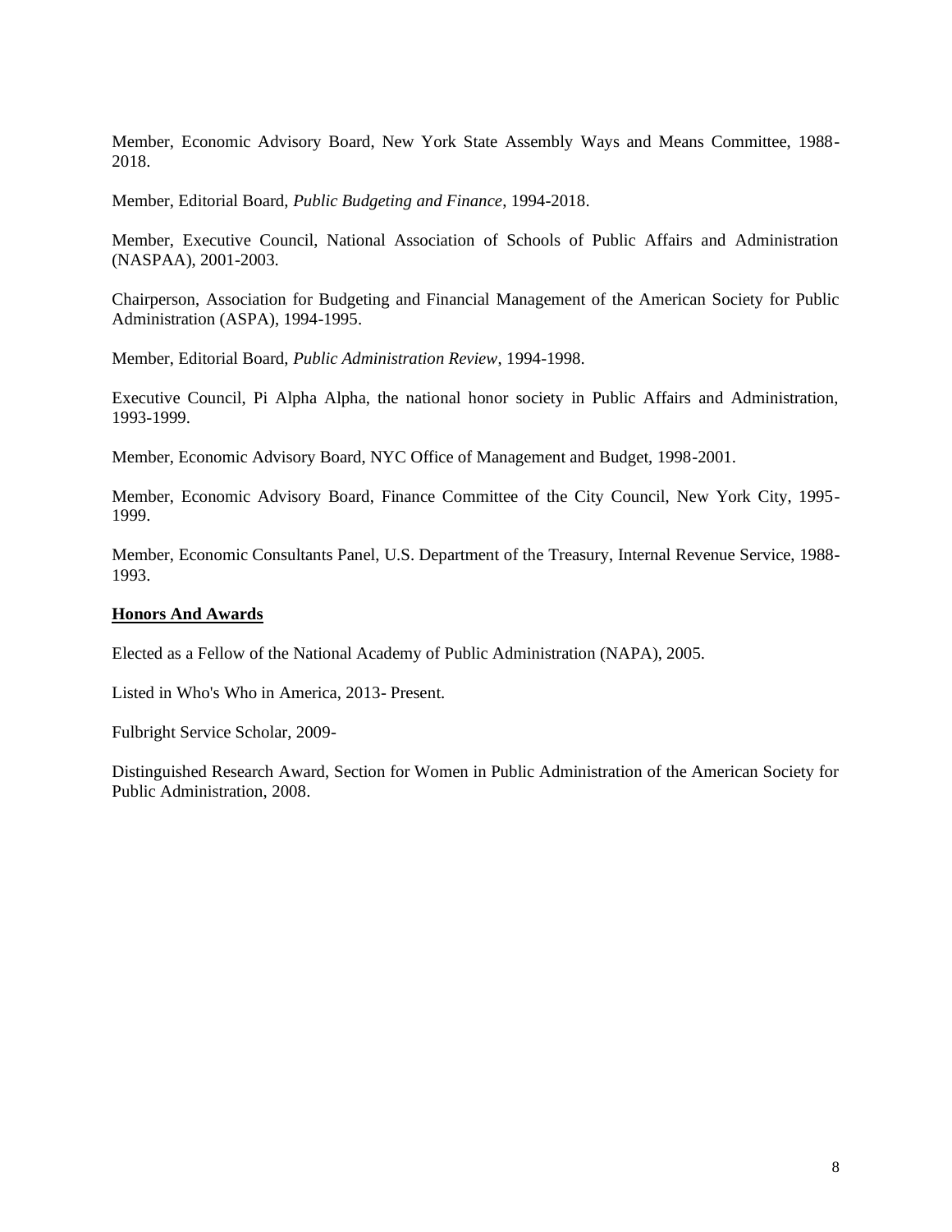Member, Economic Advisory Board, New York State Assembly Ways and Means Committee, 1988-2018.

Member, Editorial Board, *Public Budgeting and Finance*, 1994-2018.

Member, Executive Council, National Association of Schools of Public Affairs and Administration (NASPAA), 2001-2003.

Chairperson, Association for Budgeting and Financial Management of the American Society for Public Administration (ASPA), 1994-1995.

Member, Editorial Board, *Public Administration Review*, 1994-1998.

Executive Council, Pi Alpha Alpha, the national honor society in Public Affairs and Administration, 1993-1999.

Member, Economic Advisory Board, NYC Office of Management and Budget, 1998-2001.

Member, Economic Advisory Board, Finance Committee of the City Council, New York City, 1995-1999.

Member, Economic Consultants Panel, U.S. Department of the Treasury, Internal Revenue Service, 1988-1993.

## Honors And Awards

Elected as a Fellow of the National Academy of Public Administration (NAPA), 2005.

Listed in Who's Who in America, 2013- Present.

Fulbright Service Scholar, 2009-

Distinguished Research Award, Section for Women in Public Administration of the American Society for Public Administration, 2008.